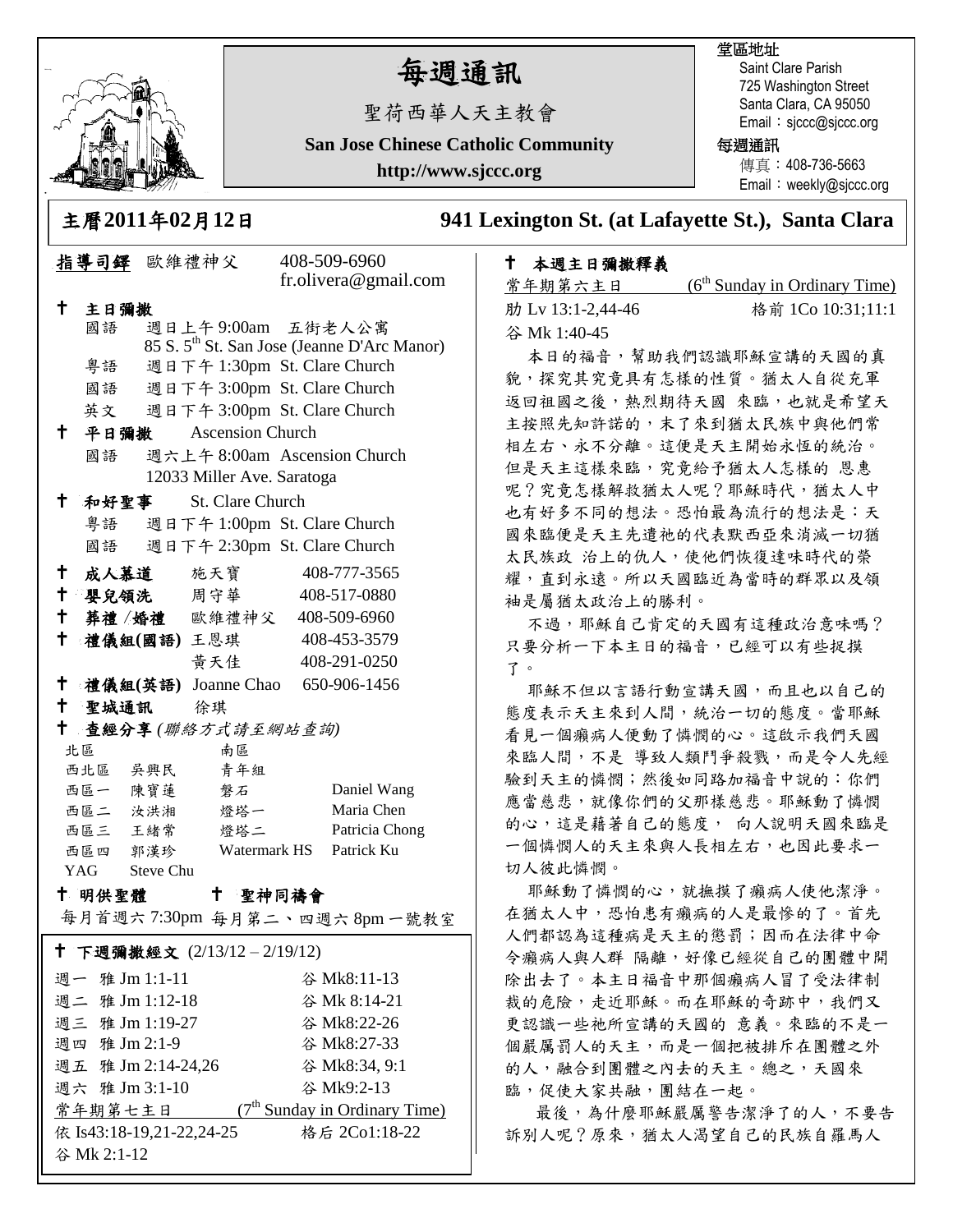# 每週通訊

聖荷西華人天主教會

**San Jose Chinese Catholic Community**

**http://www.sjccc.org**

堂區地址
Saint Clare Parish
725 Washington Street
Santa Clara, CA 95050
Email：sjccc@sjccc.org

每週通訊
傳真：408-736-5663
Email：weekly@sjccc.org

## 主曆2011年02月12日　　941 Lexington St. (at Lafayette St.), Santa Clara

**指導司鐸** 歐維禮神父 408-509-6960 fr.olivera@gmail.com

**✝ 主日彌撒**
- 國語 週日上午 9:00am 五街老人公寓 85 S. 5th St. San Jose (Jeanne D'Arc Manor)
- 粵語 週日下午 1:30pm St. Clare Church
- 國語 週日下午 3:00pm St. Clare Church
- 英文 週日下午 3:00pm St. Clare Church

**✝ 平日彌撒** Ascension Church
- 國語 週六上午 8:00am Ascension Church 12033 Miller Ave. Saratoga

**✝ 和好聖事** St. Clare Church
- 粵語 週日下午 1:00pm St. Clare Church
- 國語 週日下午 2:30pm St. Clare Church

**✝ 成人慕道** 施天寶 408-777-3565
**✝ 嬰兒領洗** 周守華 408-517-0880
**✝ 葬禮 /婚禮** 歐維禮神父 408-509-6960
**✝ 禮儀組(國語)** 王恩琪 408-453-3579
黃天佳 408-291-0250
**✝ 禮儀組(英語)** Joanne Chao 650-906-1456
**✝ 聖城通訊** 徐琪
**✝ 查經分享** *(聯絡方式請至網站查詢)*

| 北區 | | 南區 | |
|---|---|---|---|
| 西北區 | 吳興民 | 青年組 | |
| 西區一 | 陳寶蓮 | 磐石 | Daniel Wang |
| 西區二 | 汝洪湘 | 燈塔一 | Maria Chen |
| 西區三 | 王緒常 | 燈塔二 | Patricia Chong |
| 西區四 | 郭漢珍 | Watermark HS | Patrick Ku |
| YAG | Steve Chu | | |

**✝ 明供聖體**　**✝ 聖神同禱會**
每月首週六 7:30pm 每月第二、四週六 8pm 一號教室

**✝ 下週彌撒經文** (2/13/12 – 2/19/12)

| | |
|---|---|
| 週一 雅 Jm 1:1-11 | 谷 Mk8:11-13 |
| 週二 雅 Jm 1:12-18 | 谷 Mk 8:14-21 |
| 週三 雅 Jm 1:19-27 | 谷 Mk8:22-26 |
| 週四 雅 Jm 2:1-9 | 谷 Mk8:27-33 |
| 週五 雅 Jm 2:14-24,26 | 谷 Mk8:34, 9:1 |
| 週六 雅 Jm 3:1-10 | 谷 Mk9:2-13 |

常年期第七主日 (7th Sunday in Ordinary Time)
依 Is43:18-19,21-22,24-25　格后 2Co1:18-22
谷 Mk 2:1-12

**✝ 本週主日彌撒釋義**

常年期第六主日 (6th Sunday in Ordinary Time)
肋 Lv 13:1-2,44-46　格前 1Co 10:31;11:1
谷 Mk 1:40-45

本日的福音，幫助我們認識耶穌宣講的天國的真貌，探究其究竟具有怎樣的性質。猶太人自從充軍返回祖國之後，熱烈期待天國 來臨，也就是希望天主按照先知許諾的，末了來到猶太民族中與他們常相左右、永不分離。這便是天主開始永恆的統治。但是天主這樣來臨，究竟給予猶太人怎樣的 恩惠呢？究竟怎樣解救猶太人呢？耶穌時代，猶太人中也有好多不同的想法。恐怕最為流行的想法是：天國來臨便是天主先遣祂的代表默西亞來消滅一切猶太民族政 治上的仇人，使他們恢復達味時代的榮耀，直到永遠。所以天國臨近為當時的群眾以及領袖是屬猶太政治上的勝利。

不過，耶穌自己肯定的天國有這種政治意味嗎？只要分析一下本主日的福音，已經可以有些捉摸了。

耶穌不但以言語行動宣講天國，而且也以自己的態度表示天主來到人間，統治一切的態度。當耶穌看見一個癩病人便動了憐憫的心。這啟示我們天國來臨人間，不是 導致人類鬥爭殺戮，而是令人先經驗到天主的憐憫；然後如同路加福音中說的：你們應當慈悲，就像你們的父那樣慈悲。耶穌動了憐憫的心，這是藉著自己的態度， 向人說明天國來臨是一個憐憫人的天主來與人長相左右，也因此要求一切人彼此憐憫。

耶穌動了憐憫的心，就撫摸了癩病人使他潔淨。在猶太人中，恐怕患有癩病的人是最慘的了。首先人們都認為這種病是天主的懲罰；因而在法律中命令癩病人與人群 隔離，好像已經從自己的團體中開除出去了。本主日福音中那個癩病人冒了受法律制裁的危險，走近耶穌。而在耶穌的奇跡中，我們又更認識一些祂所宣講的天國的 意義。來臨的不是一個嚴厲罰人的天主，而是一個把被排斥在團體之外的人，融合到團體之內去的天主。總之，天國來臨，促使大家共融，團結在一起。

最後，為什麼耶穌嚴厲警告潔淨了的人，不要告訴別人呢？原來，猶太人渴望自己的民族自羅馬人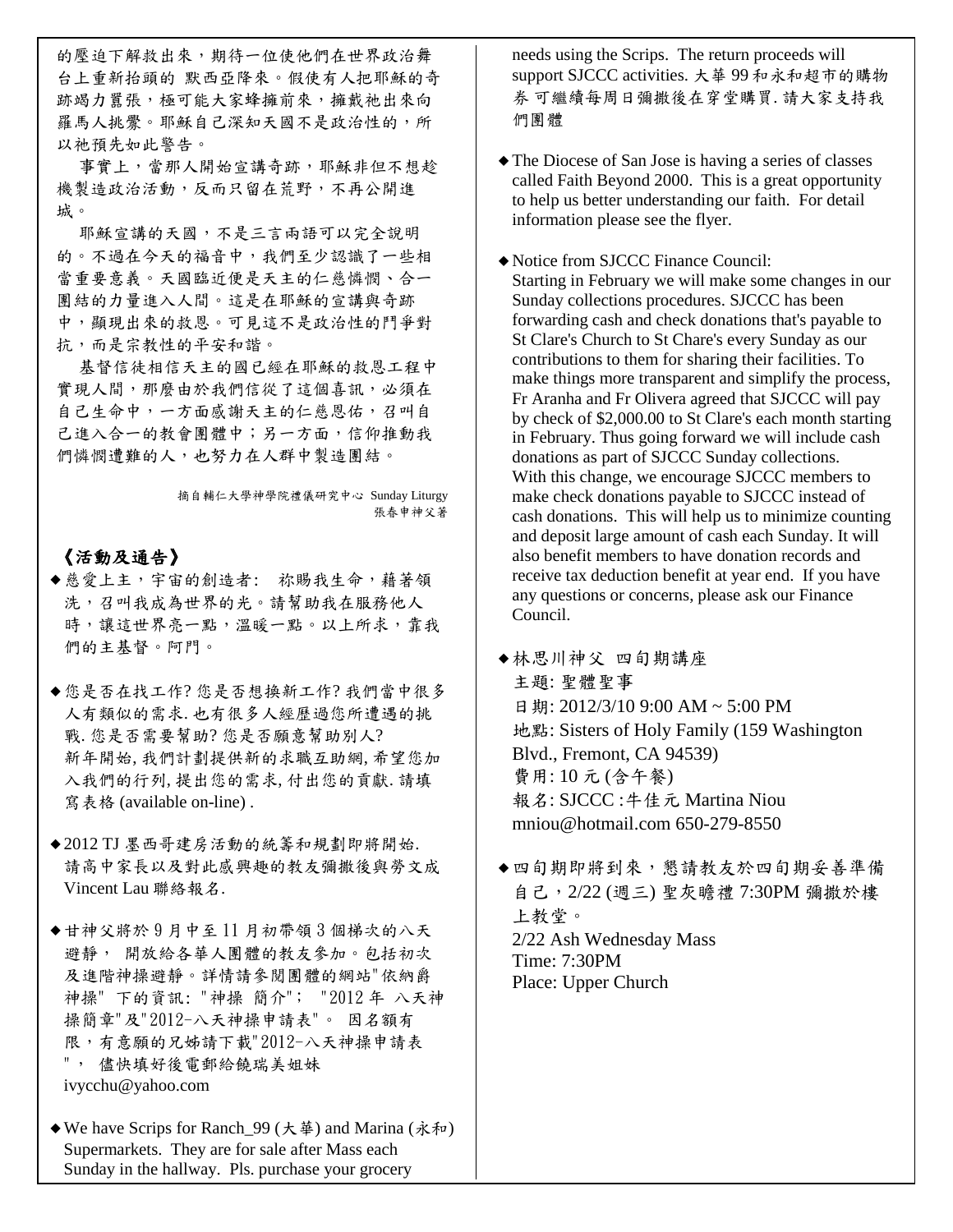的壓迫下解救出來，期待一位使他們在世界政治舞台上重新抬頭的 默西亞降來。假使有人把耶穌的奇跡竭力誇張，極可能大家蜂擁前來，擁戴祂出來向羅馬人挑釁。耶穌自己深知天國不是政治性的，所以祂預先如此警告。

事實上，當那人開始宣講奇跡，耶穌非但不想趁機製造政治活動，反而只留在荒野，不再公開進城。

耶穌宣講的天國，不是三言兩語可以完全說明的。不過在今天的福音中，我們至少認識了一些相當重要意義。天國臨近便是天主的仁慈憐憫、合一團結的力量進入人間。這是在耶穌的宣講與奇跡中，顯現出來的救恩。可見這不是政治性的鬥爭對抗，而是宗教性的平安和諧。

基督信徒相信天主的國已經在耶穌的救恩工程中實現人間，那麼由於我們信從了這個喜訊，必須在自己生命中，一方面感謝天主的仁慈恩佑，召叫自己進入合一的教會團體中；另一方面，信仰推動我們憐憫遭難的人，也努力在人群中製造團結。

摘自輔仁大學神學院禮儀研究中心 Sunday Liturgy
張春申神父著

## 《活動及通告》

- 慈愛上主，宇宙的創造者: 祢賜我生命，藉著領洗，召叫我成為世界的光。請幫助我在服務他人時，讓這世界亮一點，溫暖一點。以上所求，靠我們的主基督。阿門。

- 您是否在找工作? 您是否想換新工作? 我們當中很多人有類似的需求. 也有很多人經歷過您所遭遇的挑戰. 您是否需要幫助? 您是否願意幫助別人?
新年開始, 我們計劃提供新的求職互助網, 希望您加入我們的行列, 提出您的需求, 付出您的貢獻. 請填寫表格 (available on-line) .

- 2012 TJ 墨西哥建房活動的統籌和規劃即將開始. 請高中家長以及對此感興趣的教友彌撒後與勞文成 Vincent Lau 聯絡報名.

- 甘神父將於 9 月中至 11 月初帶領 3 個梯次的八天避靜， 開放給各華人團體的教友參加。包括初次及進階神操避靜。詳情請參閱團體的網站"依納爵神操" 下的資訊: "神操 簡介"; "2012 年 八天神操簡章"及"2012-八天神操申請表"。 因名額有限，有意願的兄姊請下載"2012-八天神操申請表"， 儘快填好後電郵給饒瑞美姐妹 ivycchu@yahoo.com

- We have Scrips for Ranch_99 (大華) and Marina (永和) Supermarkets. They are for sale after Mass each Sunday in the hallway. Pls. purchase your grocery needs using the Scrips. The return proceeds will support SJCCC activities. 大華 99 和永和超市的購物券 可繼續每周日彌撒後在穿堂購買. 請大家支持我們團體

- The Diocese of San Jose is having a series of classes called Faith Beyond 2000. This is a great opportunity to help us better understanding our faith. For detail information please see the flyer.

- Notice from SJCCC Finance Council:
Starting in February we will make some changes in our Sunday collections procedures. SJCCC has been forwarding cash and check donations that's payable to St Clare's Church to St Chare's every Sunday as our contributions to them for sharing their facilities. To make things more transparent and simplify the process, Fr Aranha and Fr Olivera agreed that SJCCC will pay by check of $2,000.00 to St Clare's each month starting in February. Thus going forward we will include cash donations as part of SJCCC Sunday collections. With this change, we encourage SJCCC members to make check donations payable to SJCCC instead of cash donations. This will help us to minimize counting and deposit large amount of cash each Sunday. It will also benefit members to have donation records and receive tax deduction benefit at year end. If you have any questions or concerns, please ask our Finance Council.

- 林思川神父 四旬期講座
主題: 聖體聖事
日期: 2012/3/10 9:00 AM ~ 5:00 PM
地點: Sisters of Holy Family (159 Washington Blvd., Fremont, CA 94539)
費用: 10 元 (含午餐)
報名: SJCCC :牛佳元 Martina Niou mniou@hotmail.com 650-279-8550

- 四旬期即將到來，懇請教友於四旬期妥善準備自己，2/22 (週三) 聖灰瞻禮 7:30PM 彌撒於樓上教堂。
2/22 Ash Wednesday Mass
Time: 7:30PM
Place: Upper Church